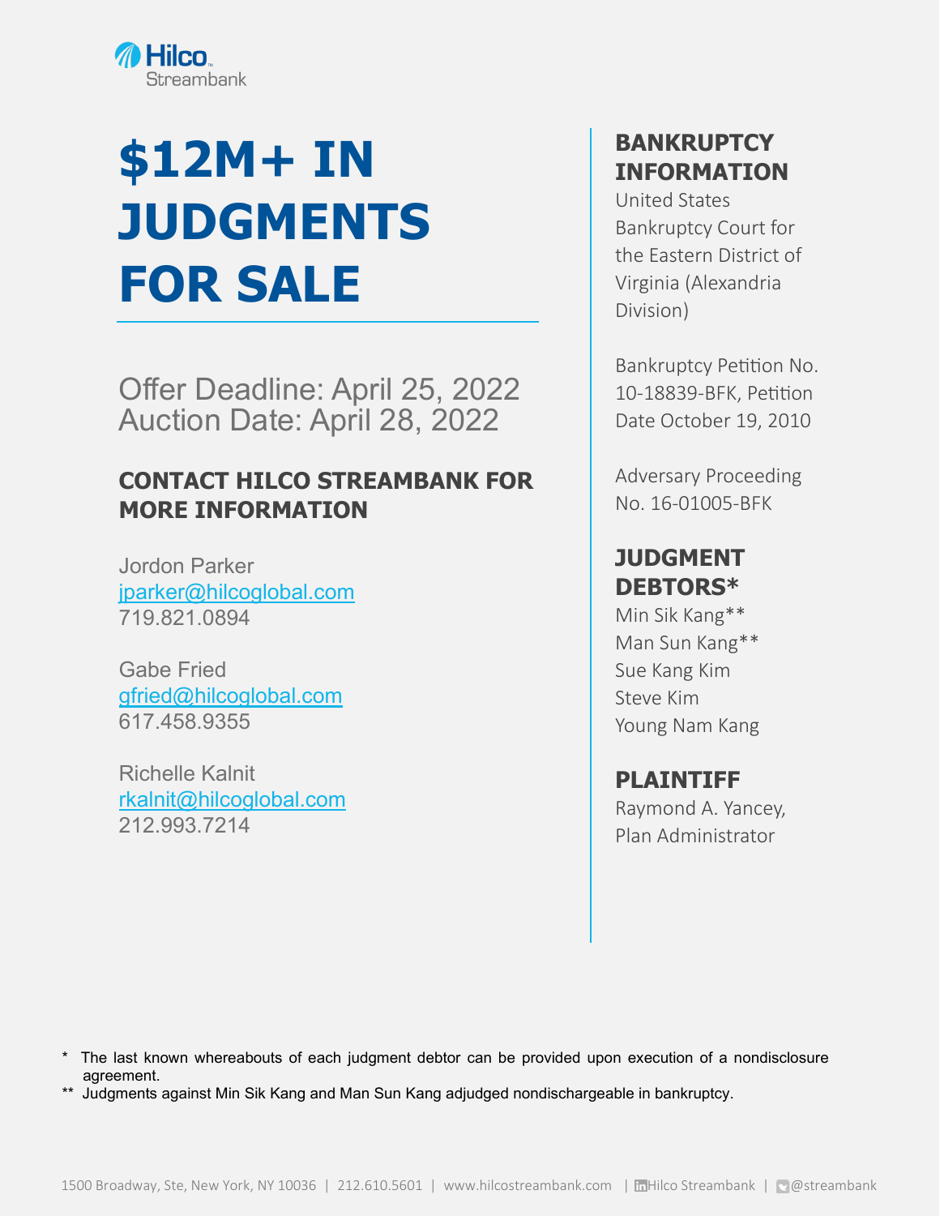Hilco Streambank

# $12M+ IN JUDGMENTS FOR SALE

Offer Deadline: April 25, 2022
Auction Date: April 28, 2022

## CONTACT HILCO STREAMBANK FOR MORE INFORMATION

Jordon Parker
jparker@hilcoglobal.com
719.821.0894

Gabe Fried
gfried@hilcoglobal.com
617.458.9355

Richelle Kalnit
rkalnit@hilcoglobal.com
212.993.7214

## BANKRUPTCY INFORMATION

United States Bankruptcy Court for the Eastern District of Virginia (Alexandria Division)

Bankruptcy Petition No. 10-18839-BFK, Petition Date October 19, 2010

Adversary Proceeding No. 16-01005-BFK

## JUDGMENT DEBTORS*

Min Sik Kang**
Man Sun Kang**
Sue Kang Kim
Steve Kim
Young Nam Kang

## PLAINTIFF

Raymond A. Yancey, Plan Administrator

\* The last known whereabouts of each judgment debtor can be provided upon execution of a nondisclosure agreement.

\*\* Judgments against Min Sik Kang and Man Sun Kang adjudged nondischargeable in bankruptcy.

1500 Broadway, Ste, New York, NY 10036 | 212.610.5601 | www.hilcostreambank.com | Hilco Streambank | @streambank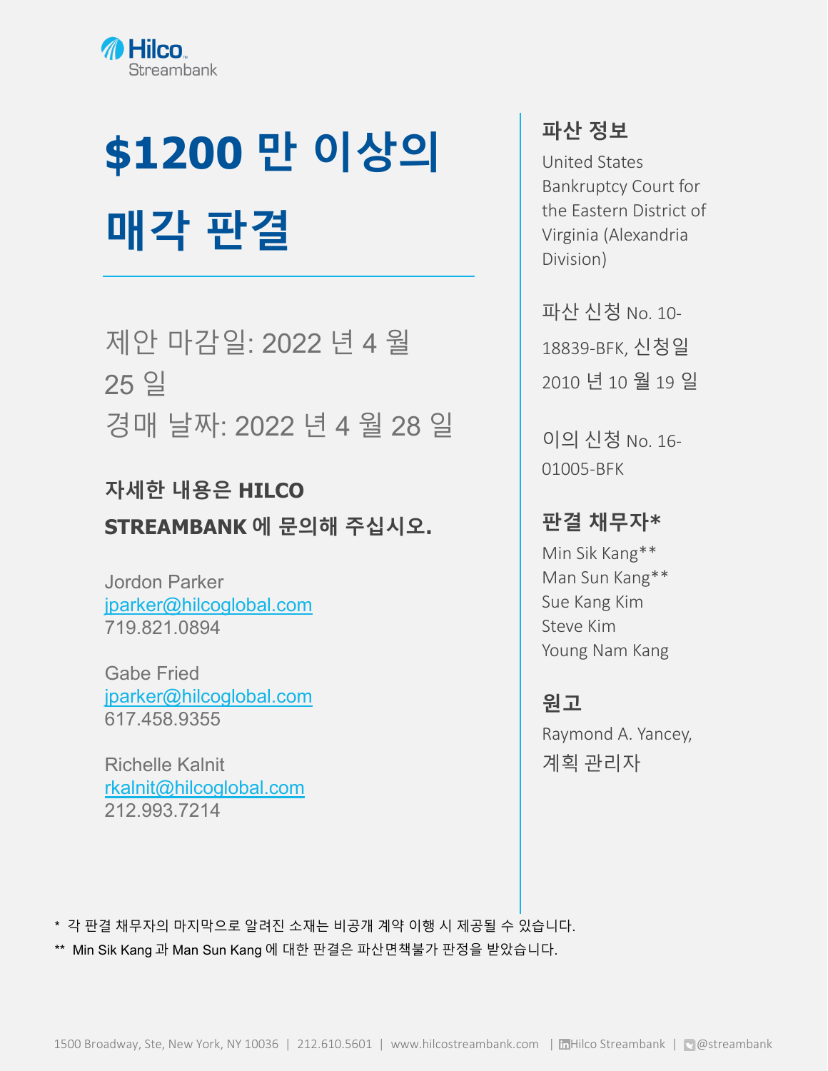Hilco Streambank

# $1200 만 이상의 매각 판결

제안 마감일: 2022 년 4 월 25 일
경매 날짜: 2022 년 4 월 28 일

**자세한 내용은 HILCO STREAMBANK 에 문의해 주십시오.**

Jordon Parker
jparker@hilcoglobal.com
719.821.0894

Gabe Fried
jparker@hilcoglobal.com
617.458.9355

Richelle Kalnit
rkalnit@hilcoglobal.com
212.993.7214

## 파산 정보

United States Bankruptcy Court for the Eastern District of Virginia (Alexandria Division)

파산 신청 No. 10-18839-BFK, 신청일 2010 년 10 월 19 일

이의 신청 No. 16-01005-BFK

## 판결 채무자*

Min Sik Kang**
Man Sun Kang**
Sue Kang Kim
Steve Kim
Young Nam Kang

## 원고

Raymond A. Yancey, 계획 관리자

\* 각 판결 채무자의 마지막으로 알려진 소재는 비공개 계약 이행 시 제공될 수 있습니다.

\*\* Min Sik Kang 과 Man Sun Kang 에 대한 판결은 파산면책불가 판정을 받았습니다.

1500 Broadway, Ste, New York, NY 10036 | 212.610.5601 | www.hilcostreambank.com | Hilco Streambank | @streambank